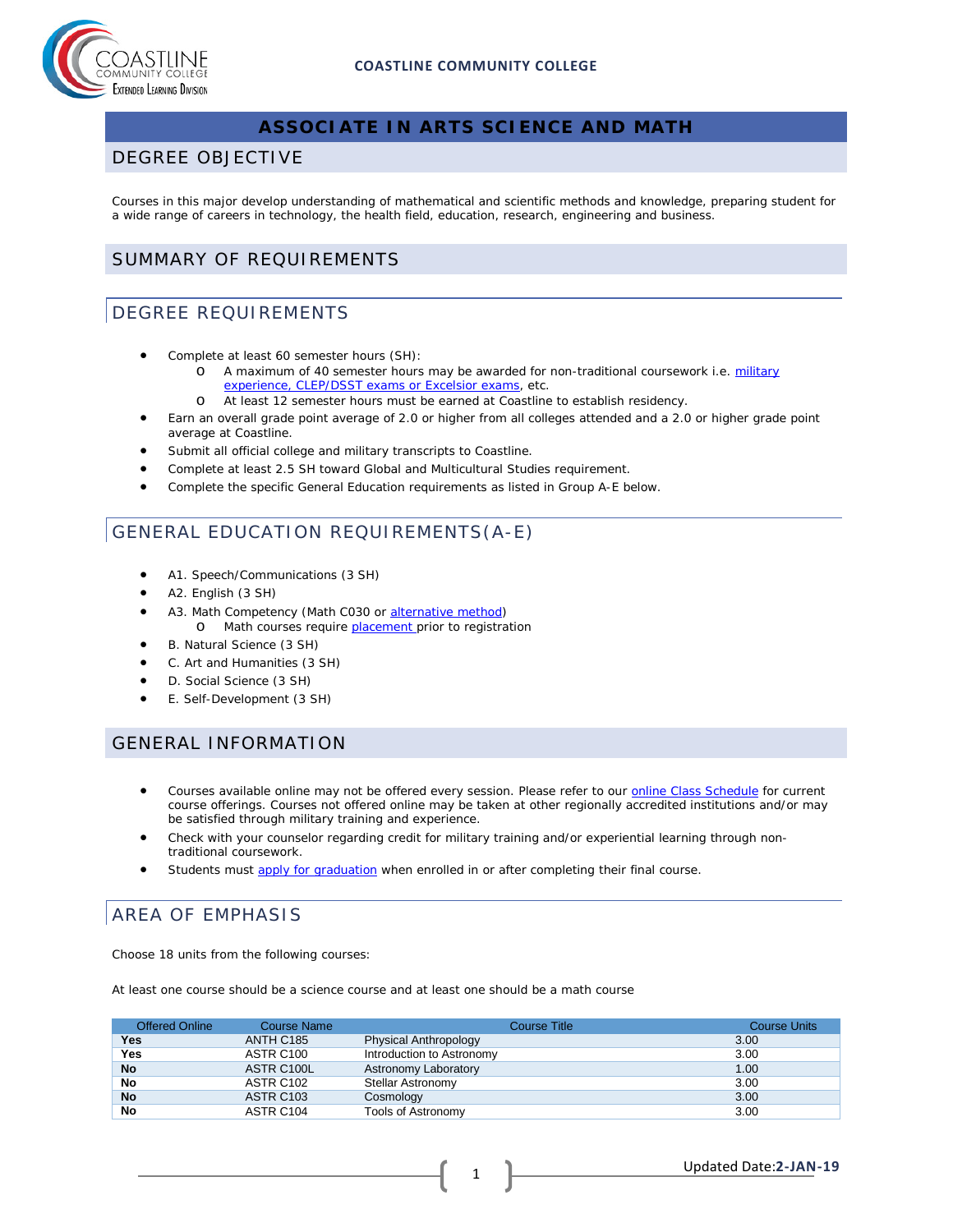# ASSOCIATE IN ARTS SCIENCE AND MATH

## DEGREE OBJECTIVE

Courses in this major develop understanding of mathematical and scientific methods and knowledge, preparing student for a wide range of careers in technology, the health field, education, research, engineering and business.

## SUMMARY OF REQUIREMENTS

### DEGREE REQUIREMENTS

- Complete at least 60 semester hours (SH):
  - A maximum of 40 semester hours may be awarded for non-traditional coursework i.e. military experience, CLEP/DSST exams or Excelsior exams, etc.
  - At least 12 semester hours must be earned at Coastline to establish residency.
- Earn an overall grade point average of 2.0 or higher from all colleges attended and a 2.0 or higher grade point average at Coastline.
- Submit all official college and military transcripts to Coastline.
- Complete at least 2.5 SH toward Global and Multicultural Studies requirement.
- Complete the specific General Education requirements as listed in Group A-E below.

### GENERAL EDUCATION REQUIREMENTS(A-E)

- A1. Speech/Communications (3 SH)
- A2. English (3 SH)
- A3. Math Competency (Math C030 or alternative method)
  - Math courses require placement prior to registration
- B. Natural Science (3 SH)
- C. Art and Humanities (3 SH)
- D. Social Science (3 SH)
- E. Self-Development (3 SH)

## GENERAL INFORMATION

- Courses available online may not be offered every session. Please refer to our online Class Schedule for current course offerings. Courses not offered online may be taken at other regionally accredited institutions and/or may be satisfied through military training and experience.
- Check with your counselor regarding credit for military training and/or experiential learning through non-traditional coursework.
- Students must apply for graduation when enrolled in or after completing their final course.

### AREA OF EMPHASIS

Choose 18 units from the following courses:

At least one course should be a science course and at least one should be a math course

| Offered Online | Course Name | Course Title | Course Units |
|---|---|---|---|
| **Yes** | ANTH C185 | Physical Anthropology | 3.00 |
| **Yes** | ASTR C100 | Introduction to Astronomy | 3.00 |
| **No** | ASTR C100L | Astronomy Laboratory | 1.00 |
| **No** | ASTR C102 | Stellar Astronomy | 3.00 |
| **No** | ASTR C103 | Cosmology | 3.00 |
| **No** | ASTR C104 | Tools of Astronomy | 3.00 |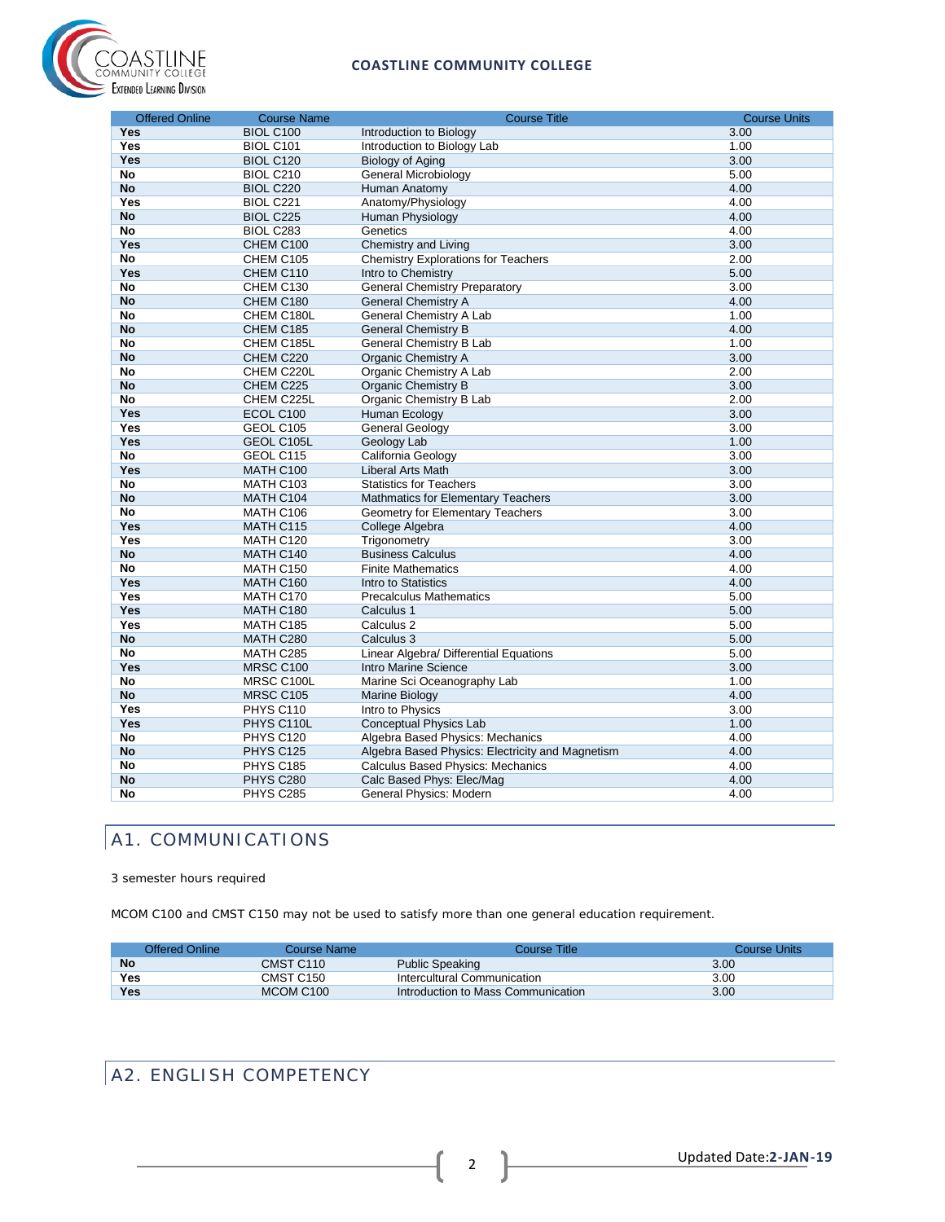| Offered Online | Course Name | Course Title | Course Units |
|---|---|---|---|
| **Yes** | BIOL C100 | Introduction to Biology | 3.00 |
| **Yes** | BIOL C101 | Introduction to Biology Lab | 1.00 |
| **Yes** | BIOL C120 | Biology of Aging | 3.00 |
| **No** | BIOL C210 | General Microbiology | 5.00 |
| **No** | BIOL C220 | Human Anatomy | 4.00 |
| **Yes** | BIOL C221 | Anatomy/Physiology | 4.00 |
| **No** | BIOL C225 | Human Physiology | 4.00 |
| **No** | BIOL C283 | Genetics | 4.00 |
| **Yes** | CHEM C100 | Chemistry and Living | 3.00 |
| **No** | CHEM C105 | Chemistry Explorations for Teachers | 2.00 |
| **Yes** | CHEM C110 | Intro to Chemistry | 5.00 |
| **No** | CHEM C130 | General Chemistry Preparatory | 3.00 |
| **No** | CHEM C180 | General Chemistry A | 4.00 |
| **No** | CHEM C180L | General Chemistry A Lab | 1.00 |
| **No** | CHEM C185 | General Chemistry B | 4.00 |
| **No** | CHEM C185L | General Chemistry B Lab | 1.00 |
| **No** | CHEM C220 | Organic Chemistry A | 3.00 |
| **No** | CHEM C220L | Organic Chemistry A Lab | 2.00 |
| **No** | CHEM C225 | Organic Chemistry B | 3.00 |
| **No** | CHEM C225L | Organic Chemistry B Lab | 2.00 |
| **Yes** | ECOL C100 | Human Ecology | 3.00 |
| **Yes** | GEOL C105 | General Geology | 3.00 |
| **Yes** | GEOL C105L | Geology Lab | 1.00 |
| **No** | GEOL C115 | California Geology | 3.00 |
| **Yes** | MATH C100 | Liberal Arts Math | 3.00 |
| **No** | MATH C103 | Statistics for Teachers | 3.00 |
| **No** | MATH C104 | Mathmatics for Elementary Teachers | 3.00 |
| **No** | MATH C106 | Geometry for Elementary Teachers | 3.00 |
| **Yes** | MATH C115 | College Algebra | 4.00 |
| **Yes** | MATH C120 | Trigonometry | 3.00 |
| **No** | MATH C140 | Business Calculus | 4.00 |
| **No** | MATH C150 | Finite Mathematics | 4.00 |
| **Yes** | MATH C160 | Intro to Statistics | 4.00 |
| **Yes** | MATH C170 | Precalculus Mathematics | 5.00 |
| **Yes** | MATH C180 | Calculus 1 | 5.00 |
| **Yes** | MATH C185 | Calculus 2 | 5.00 |
| **No** | MATH C280 | Calculus 3 | 5.00 |
| **No** | MATH C285 | Linear Algebra/ Differential Equations | 5.00 |
| **Yes** | MRSC C100 | Intro Marine Science | 3.00 |
| **No** | MRSC C100L | Marine Sci Oceanography Lab | 1.00 |
| **No** | MRSC C105 | Marine Biology | 4.00 |
| **Yes** | PHYS C110 | Intro to Physics | 3.00 |
| **Yes** | PHYS C110L | Conceptual Physics Lab | 1.00 |
| **No** | PHYS C120 | Algebra Based Physics: Mechanics | 4.00 |
| **No** | PHYS C125 | Algebra Based Physics: Electricity and Magnetism | 4.00 |
| **No** | PHYS C185 | Calculus Based Physics: Mechanics | 4.00 |
| **No** | PHYS C280 | Calc Based Phys: Elec/Mag | 4.00 |
| **No** | PHYS C285 | General Physics: Modern | 4.00 |

## A1. COMMUNICATIONS

3 semester hours required

MCOM C100 and CMST C150 may not be used to satisfy more than one general education requirement.

| Offered Online | Course Name | Course Title | Course Units |
|---|---|---|---|
| **No** | CMST C110 | Public Speaking | 3.00 |
| **Yes** | CMST C150 | Intercultural Communication | 3.00 |
| **Yes** | MCOM C100 | Introduction to Mass Communication | 3.00 |

## A2. ENGLISH COMPETENCY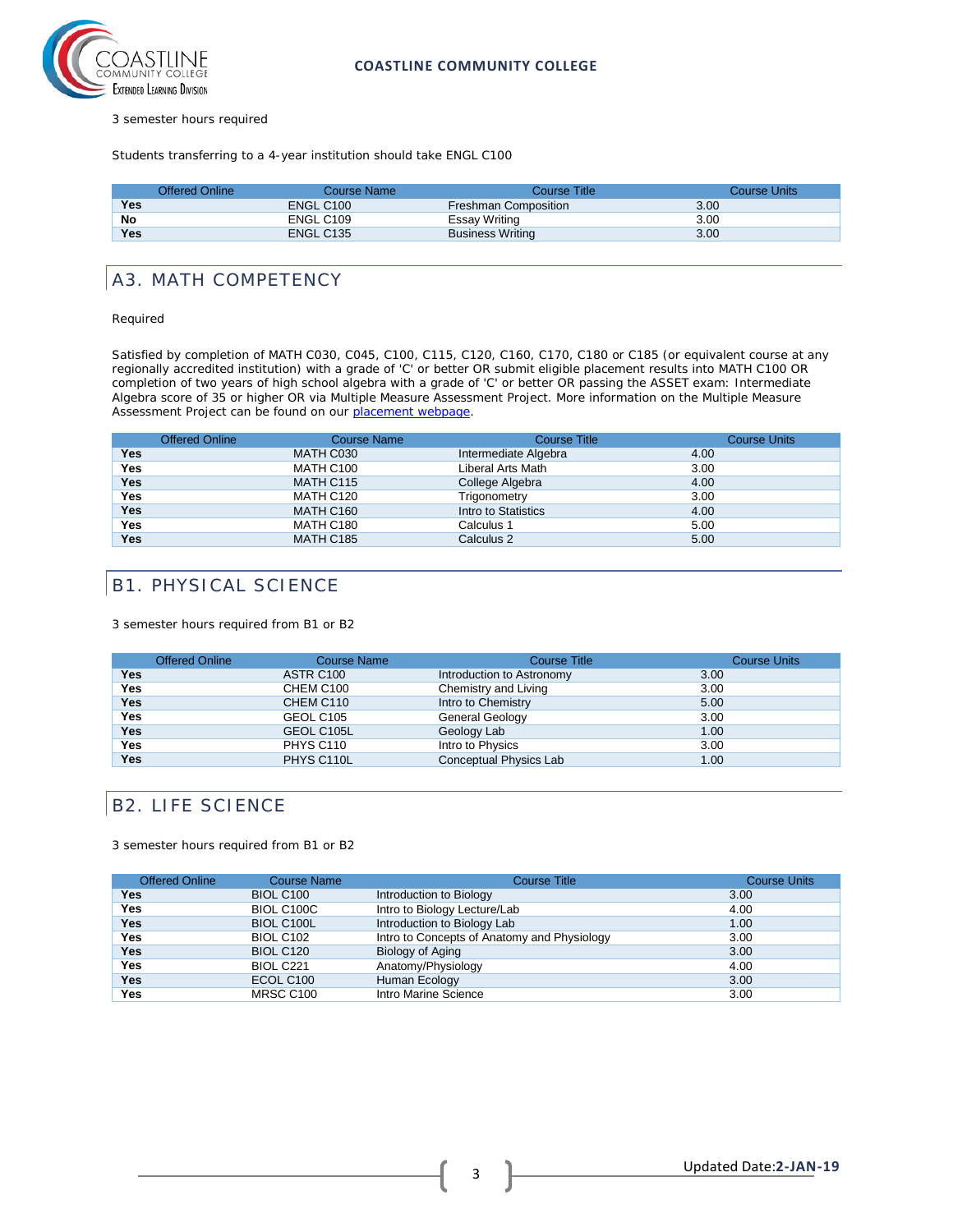3 semester hours required

Students transferring to a 4-year institution should take ENGL C100

| Offered Online | Course Name | Course Title | Course Units |
|---|---|---|---|
| **Yes** | ENGL C100 | Freshman Composition | 3.00 |
| **No** | ENGL C109 | Essay Writing | 3.00 |
| **Yes** | ENGL C135 | Business Writing | 3.00 |

## A3. MATH COMPETENCY

Required

Satisfied by completion of MATH C030, C045, C100, C115, C120, C160, C170, C180 or C185 (or equivalent course at any regionally accredited institution) with a grade of 'C' or better OR submit eligible placement results into MATH C100 OR completion of two years of high school algebra with a grade of 'C' or better OR passing the ASSET exam: Intermediate Algebra score of 35 or higher OR via Multiple Measure Assessment Project. More information on the Multiple Measure Assessment Project can be found on our placement webpage.

| Offered Online | Course Name | Course Title | Course Units |
|---|---|---|---|
| **Yes** | MATH C030 | Intermediate Algebra | 4.00 |
| **Yes** | MATH C100 | Liberal Arts Math | 3.00 |
| **Yes** | MATH C115 | College Algebra | 4.00 |
| **Yes** | MATH C120 | Trigonometry | 3.00 |
| **Yes** | MATH C160 | Intro to Statistics | 4.00 |
| **Yes** | MATH C180 | Calculus 1 | 5.00 |
| **Yes** | MATH C185 | Calculus 2 | 5.00 |

## B1. PHYSICAL SCIENCE

3 semester hours required from B1 or B2

| Offered Online | Course Name | Course Title | Course Units |
|---|---|---|---|
| **Yes** | ASTR C100 | Introduction to Astronomy | 3.00 |
| **Yes** | CHEM C100 | Chemistry and Living | 3.00 |
| **Yes** | CHEM C110 | Intro to Chemistry | 5.00 |
| **Yes** | GEOL C105 | General Geology | 3.00 |
| **Yes** | GEOL C105L | Geology Lab | 1.00 |
| **Yes** | PHYS C110 | Intro to Physics | 3.00 |
| **Yes** | PHYS C110L | Conceptual Physics Lab | 1.00 |

## B2. LIFE SCIENCE

3 semester hours required from B1 or B2

| Offered Online | Course Name | Course Title | Course Units |
|---|---|---|---|
| **Yes** | BIOL C100 | Introduction to Biology | 3.00 |
| **Yes** | BIOL C100C | Intro to Biology Lecture/Lab | 4.00 |
| **Yes** | BIOL C100L | Introduction to Biology Lab | 1.00 |
| **Yes** | BIOL C102 | Intro to Concepts of Anatomy and Physiology | 3.00 |
| **Yes** | BIOL C120 | Biology of Aging | 3.00 |
| **Yes** | BIOL C221 | Anatomy/Physiology | 4.00 |
| **Yes** | ECOL C100 | Human Ecology | 3.00 |
| **Yes** | MRSC C100 | Intro Marine Science | 3.00 |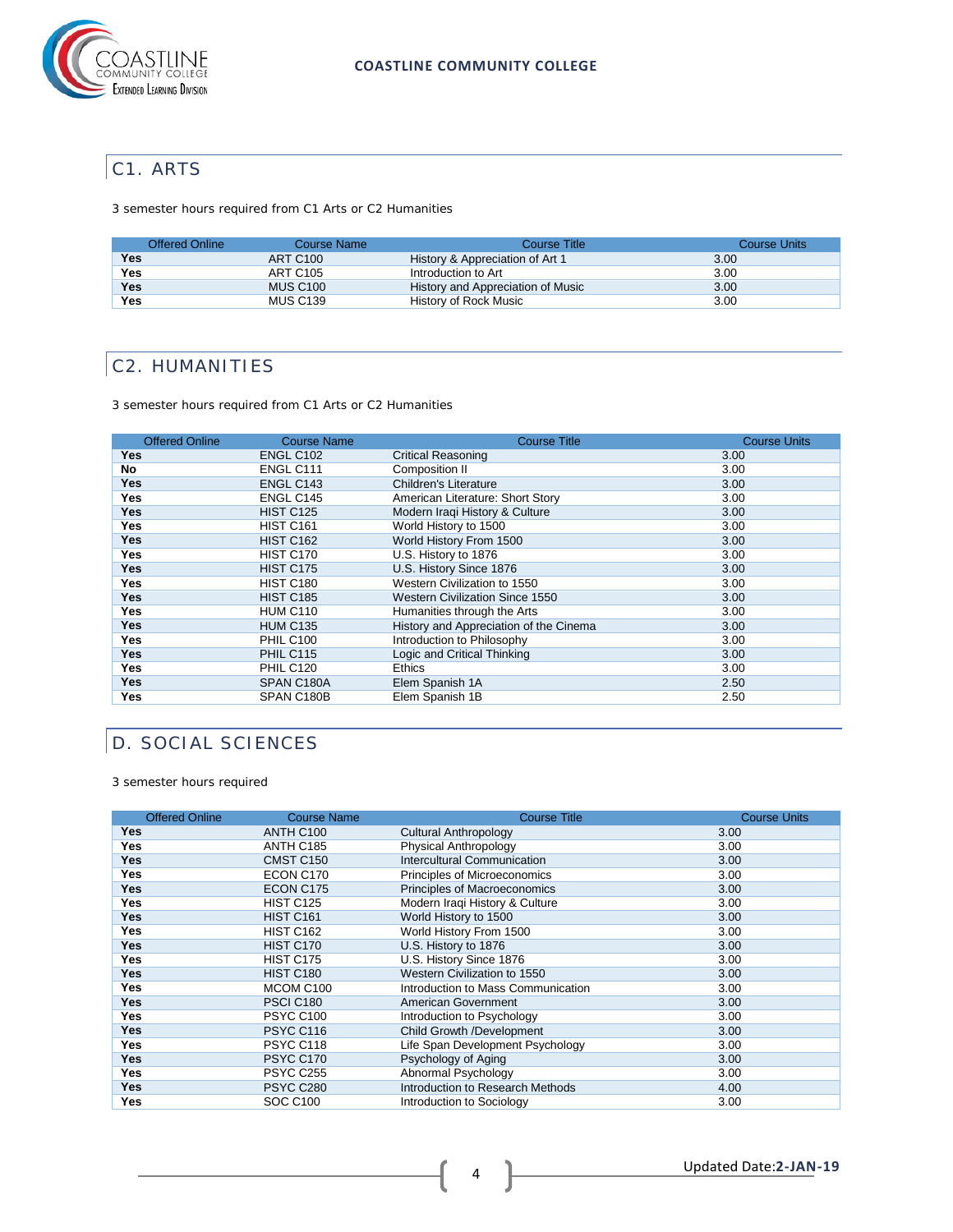## C1. ARTS

3 semester hours required from C1 Arts or C2 Humanities

| Offered Online | Course Name | Course Title | Course Units |
|---|---|---|---|
| **Yes** | ART C100 | History & Appreciation of Art 1 | 3.00 |
| **Yes** | ART C105 | Introduction to Art | 3.00 |
| **Yes** | MUS C100 | History and Appreciation of Music | 3.00 |
| **Yes** | MUS C139 | History of Rock Music | 3.00 |

## C2. HUMANITIES

3 semester hours required from C1 Arts or C2 Humanities

| Offered Online | Course Name | Course Title | Course Units |
|---|---|---|---|
| **Yes** | ENGL C102 | Critical Reasoning | 3.00 |
| **No** | ENGL C111 | Composition II | 3.00 |
| **Yes** | ENGL C143 | Children's Literature | 3.00 |
| **Yes** | ENGL C145 | American Literature: Short Story | 3.00 |
| **Yes** | HIST C125 | Modern Iraqi History & Culture | 3.00 |
| **Yes** | HIST C161 | World History to 1500 | 3.00 |
| **Yes** | HIST C162 | World History From 1500 | 3.00 |
| **Yes** | HIST C170 | U.S. History to 1876 | 3.00 |
| **Yes** | HIST C175 | U.S. History Since 1876 | 3.00 |
| **Yes** | HIST C180 | Western Civilization to 1550 | 3.00 |
| **Yes** | HIST C185 | Western Civilization Since 1550 | 3.00 |
| **Yes** | HUM C110 | Humanities through the Arts | 3.00 |
| **Yes** | HUM C135 | History and Appreciation of the Cinema | 3.00 |
| **Yes** | PHIL C100 | Introduction to Philosophy | 3.00 |
| **Yes** | PHIL C115 | Logic and Critical Thinking | 3.00 |
| **Yes** | PHIL C120 | Ethics | 3.00 |
| **Yes** | SPAN C180A | Elem Spanish 1A | 2.50 |
| **Yes** | SPAN C180B | Elem Spanish 1B | 2.50 |

## D. SOCIAL SCIENCES

3 semester hours required

| Offered Online | Course Name | Course Title | Course Units |
|---|---|---|---|
| **Yes** | ANTH C100 | Cultural Anthropology | 3.00 |
| **Yes** | ANTH C185 | Physical Anthropology | 3.00 |
| **Yes** | CMST C150 | Intercultural Communication | 3.00 |
| **Yes** | ECON C170 | Principles of Microeconomics | 3.00 |
| **Yes** | ECON C175 | Principles of Macroeconomics | 3.00 |
| **Yes** | HIST C125 | Modern Iraqi History & Culture | 3.00 |
| **Yes** | HIST C161 | World History to 1500 | 3.00 |
| **Yes** | HIST C162 | World History From 1500 | 3.00 |
| **Yes** | HIST C170 | U.S. History to 1876 | 3.00 |
| **Yes** | HIST C175 | U.S. History Since 1876 | 3.00 |
| **Yes** | HIST C180 | Western Civilization to 1550 | 3.00 |
| **Yes** | MCOM C100 | Introduction to Mass Communication | 3.00 |
| **Yes** | PSCI C180 | American Government | 3.00 |
| **Yes** | PSYC C100 | Introduction to Psychology | 3.00 |
| **Yes** | PSYC C116 | Child Growth /Development | 3.00 |
| **Yes** | PSYC C118 | Life Span Development Psychology | 3.00 |
| **Yes** | PSYC C170 | Psychology of Aging | 3.00 |
| **Yes** | PSYC C255 | Abnormal Psychology | 3.00 |
| **Yes** | PSYC C280 | Introduction to Research Methods | 4.00 |
| **Yes** | SOC C100 | Introduction to Sociology | 3.00 |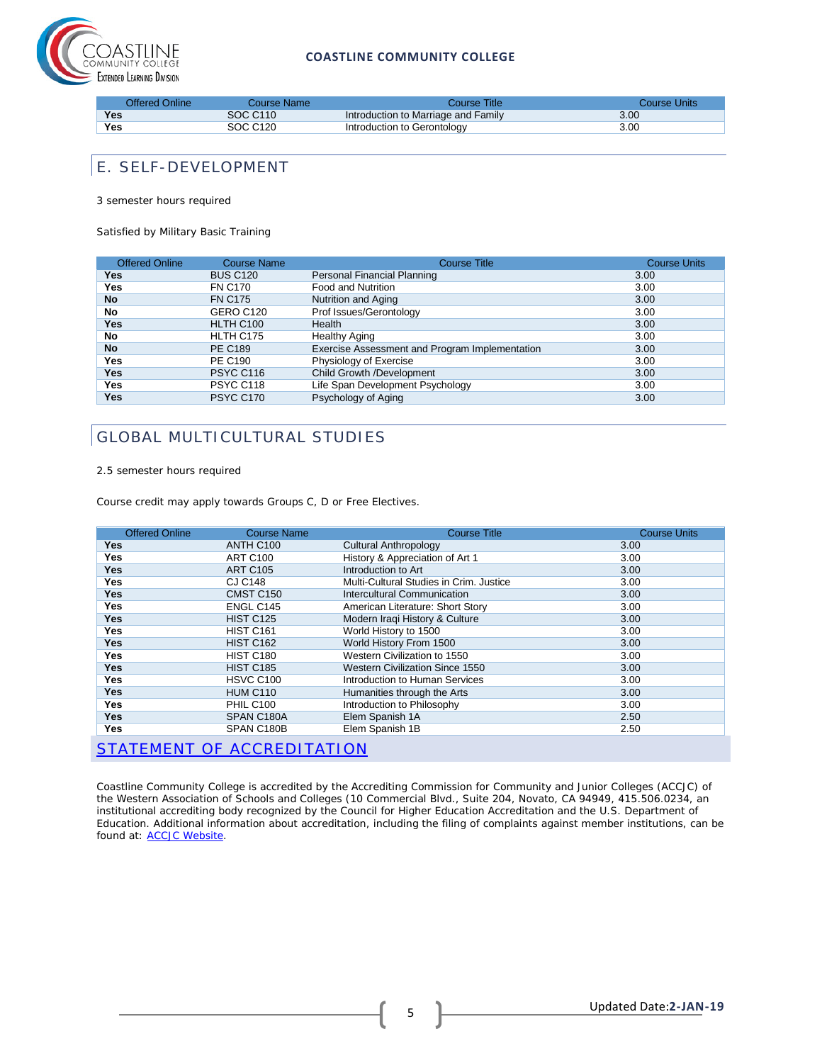| Offered Online | Course Name | Course Title | Course Units |
| --- | --- | --- | --- |
| **Yes** | SOC C110 | Introduction to Marriage and Family | 3.00 |
| **Yes** | SOC C120 | Introduction to Gerontology | 3.00 |

## E. SELF-DEVELOPMENT

3 semester hours required

Satisfied by Military Basic Training

| Offered Online | Course Name | Course Title | Course Units |
| --- | --- | --- | --- |
| **Yes** | BUS C120 | Personal Financial Planning | 3.00 |
| **Yes** | FN C170 | Food and Nutrition | 3.00 |
| **No** | FN C175 | Nutrition and Aging | 3.00 |
| **No** | GERO C120 | Prof Issues/Gerontology | 3.00 |
| **Yes** | HLTH C100 | Health | 3.00 |
| **No** | HLTH C175 | Healthy Aging | 3.00 |
| **No** | PE C189 | Exercise Assessment and Program Implementation | 3.00 |
| **Yes** | PE C190 | Physiology of Exercise | 3.00 |
| **Yes** | PSYC C116 | Child Growth /Development | 3.00 |
| **Yes** | PSYC C118 | Life Span Development Psychology | 3.00 |
| **Yes** | PSYC C170 | Psychology of Aging | 3.00 |

## GLOBAL MULTICULTURAL STUDIES

2.5 semester hours required

Course credit may apply towards Groups C, D or Free Electives.

| Offered Online | Course Name | Course Title | Course Units |
| --- | --- | --- | --- |
| **Yes** | ANTH C100 | Cultural Anthropology | 3.00 |
| **Yes** | ART C100 | History & Appreciation of Art 1 | 3.00 |
| **Yes** | ART C105 | Introduction to Art | 3.00 |
| **Yes** | CJ C148 | Multi-Cultural Studies in Crim. Justice | 3.00 |
| **Yes** | CMST C150 | Intercultural Communication | 3.00 |
| **Yes** | ENGL C145 | American Literature: Short Story | 3.00 |
| **Yes** | HIST C125 | Modern Iraqi History & Culture | 3.00 |
| **Yes** | HIST C161 | World History to 1500 | 3.00 |
| **Yes** | HIST C162 | World History From 1500 | 3.00 |
| **Yes** | HIST C180 | Western Civilization to 1550 | 3.00 |
| **Yes** | HIST C185 | Western Civilization Since 1550 | 3.00 |
| **Yes** | HSVC C100 | Introduction to Human Services | 3.00 |
| **Yes** | HUM C110 | Humanities through the Arts | 3.00 |
| **Yes** | PHIL C100 | Introduction to Philosophy | 3.00 |
| **Yes** | SPAN C180A | Elem Spanish 1A | 2.50 |
| **Yes** | SPAN C180B | Elem Spanish 1B | 2.50 |

## STATEMENT OF ACCREDITATION

Coastline Community College is accredited by the Accrediting Commission for Community and Junior Colleges (ACCJC) of the Western Association of Schools and Colleges (10 Commercial Blvd., Suite 204, Novato, CA 94949, 415.506.0234, an institutional accrediting body recognized by the Council for Higher Education Accreditation and the U.S. Department of Education. Additional information about accreditation, including the filing of complaints against member institutions, can be found at: ACCJC Website.